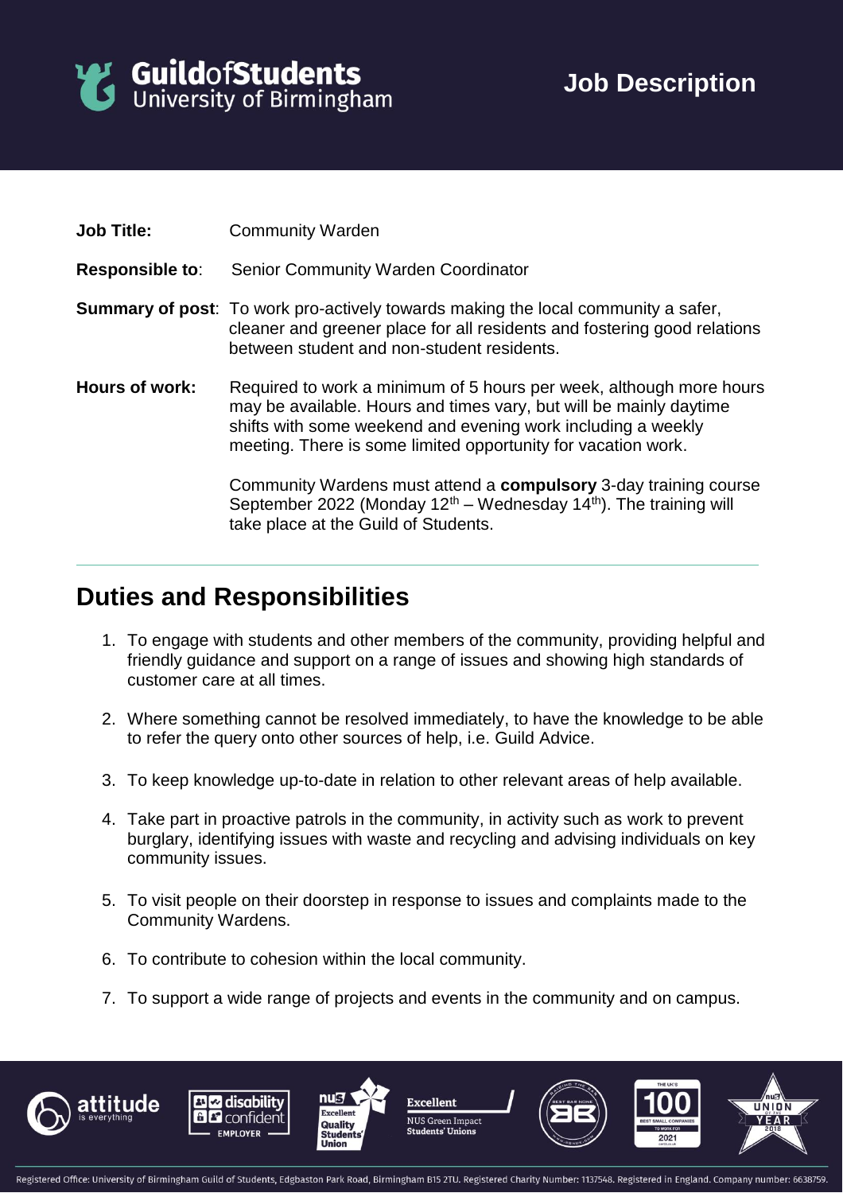# Guild of Students
University of Birmingham

## Job Description

**Job Title:** Community Warden

**Responsible to**: Senior Community Warden Coordinator

**Summary of post**: To work pro-actively towards making the local community a safer, cleaner and greener place for all residents and fostering good relations between student and non-student residents.

**Hours of work:** Required to work a minimum of 5 hours per week, although more hours may be available. Hours and times vary, but will be mainly daytime shifts with some weekend and evening work including a weekly meeting. There is some limited opportunity for vacation work.

Community Wardens must attend a **compulsory** 3-day training course September 2022 (Monday 12th – Wednesday 14th). The training will take place at the Guild of Students.

---

## Duties and Responsibilities

1. To engage with students and other members of the community, providing helpful and friendly guidance and support on a range of issues and showing high standards of customer care at all times.

2. Where something cannot be resolved immediately, to have the knowledge to be able to refer the query onto other sources of help, i.e. Guild Advice.

3. To keep knowledge up-to-date in relation to other relevant areas of help available.

4. Take part in proactive patrols in the community, in activity such as work to prevent burglary, identifying issues with waste and recycling and advising individuals on key community issues.

5. To visit people on their doorstep in response to issues and complaints made to the Community Wardens.

6. To contribute to cohesion within the local community.

7. To support a wide range of projects and events in the community and on campus.

Registered Office: University of Birmingham Guild of Students, Edgbaston Park Road, Birmingham B15 2TU. Registered Charity Number: 1137548. Registered in England. Company number: 6638759.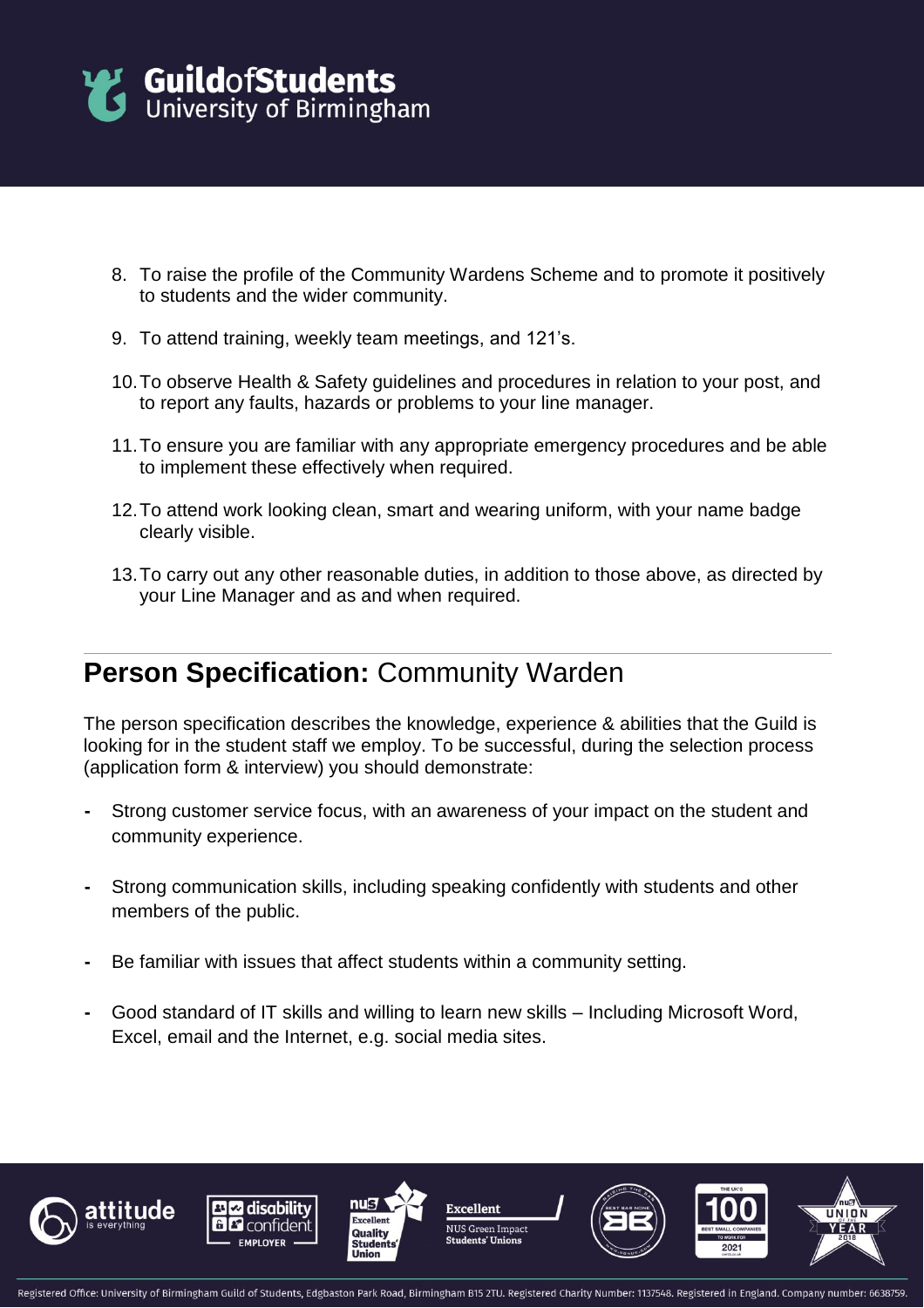8. To raise the profile of the Community Wardens Scheme and to promote it positively to students and the wider community.

9. To attend training, weekly team meetings, and 121's.

10. To observe Health & Safety guidelines and procedures in relation to your post, and to report any faults, hazards or problems to your line manager.

11. To ensure you are familiar with any appropriate emergency procedures and be able to implement these effectively when required.

12. To attend work looking clean, smart and wearing uniform, with your name badge clearly visible.

13. To carry out any other reasonable duties, in addition to those above, as directed by your Line Manager and as and when required.

## **Person Specification:** Community Warden

The person specification describes the knowledge, experience & abilities that the Guild is looking for in the student staff we employ. To be successful, during the selection process (application form & interview) you should demonstrate:

- Strong customer service focus, with an awareness of your impact on the student and community experience.

- Strong communication skills, including speaking confidently with students and other members of the public.

- Be familiar with issues that affect students within a community setting.

- Good standard of IT skills and willing to learn new skills – Including Microsoft Word, Excel, email and the Internet, e.g. social media sites.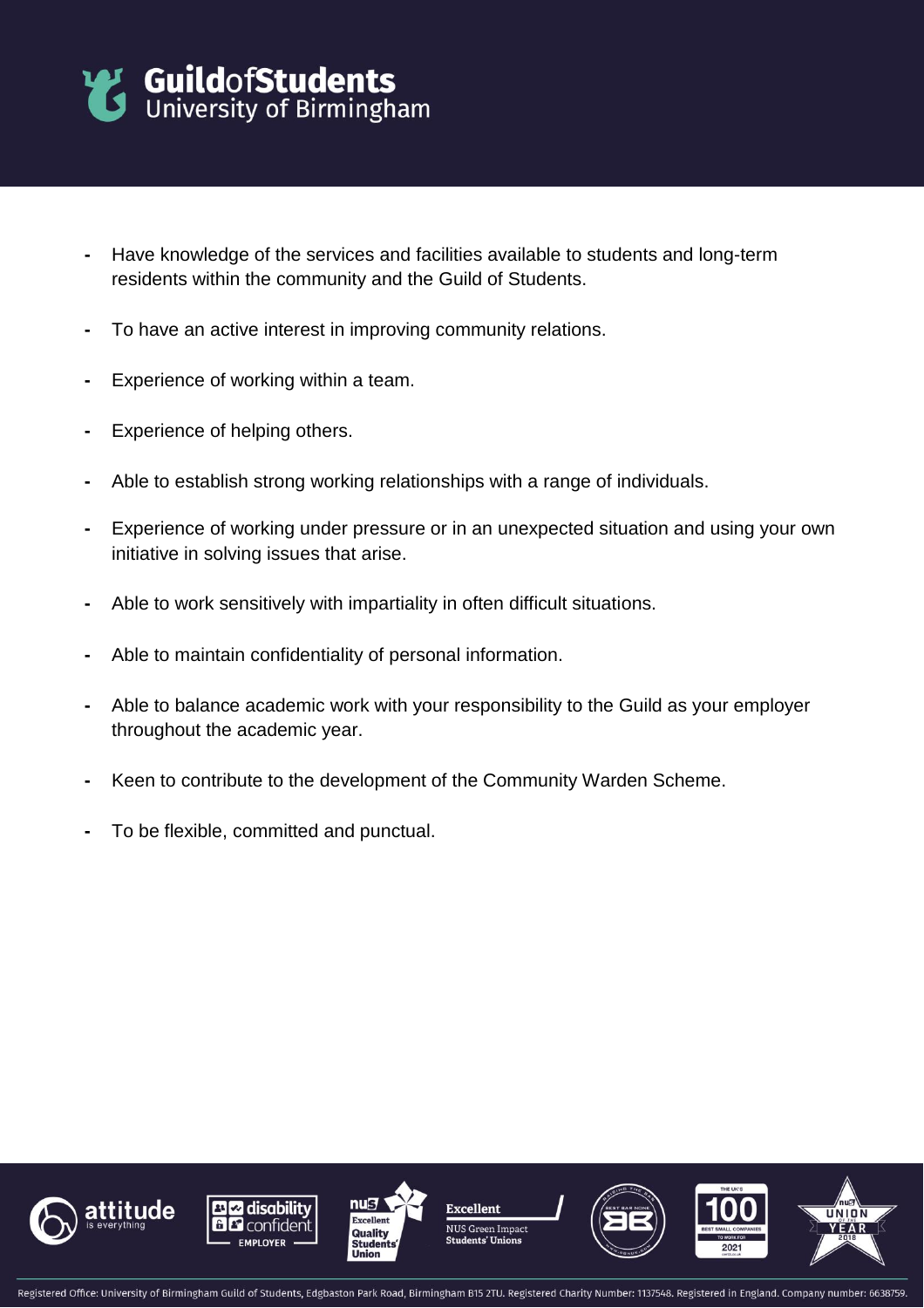- Have knowledge of the services and facilities available to students and long-term residents within the community and the Guild of Students.
- To have an active interest in improving community relations.
- Experience of working within a team.
- Experience of helping others.
- Able to establish strong working relationships with a range of individuals.
- Experience of working under pressure or in an unexpected situation and using your own initiative in solving issues that arise.
- Able to work sensitively with impartiality in often difficult situations.
- Able to maintain confidentiality of personal information.
- Able to balance academic work with your responsibility to the Guild as your employer throughout the academic year.
- Keen to contribute to the development of the Community Warden Scheme.
- To be flexible, committed and punctual.